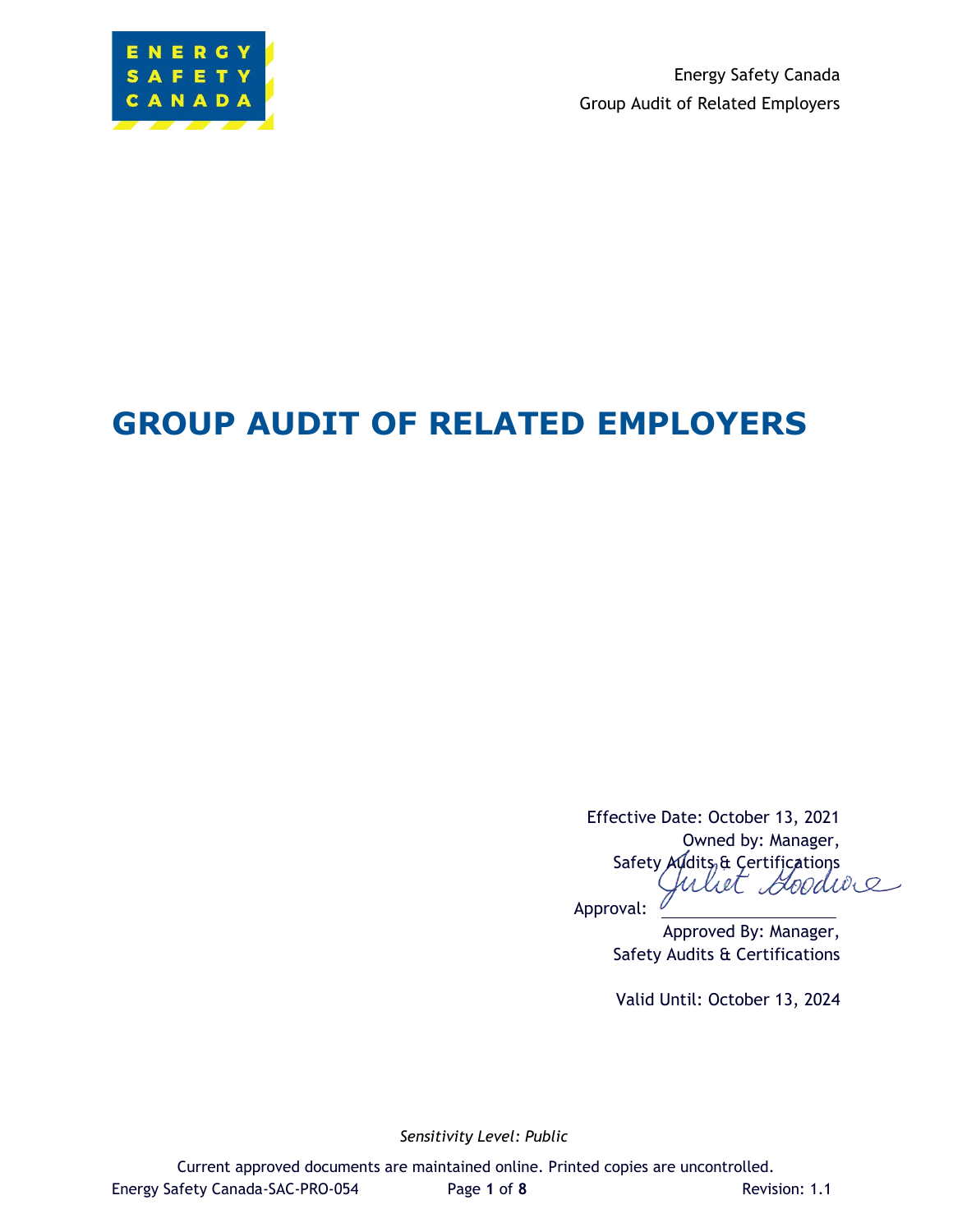# GROUP AUDIT OF RELATED EMPLOYERS

Effective Date: October 13, 2021

Owned by: Manager, Safety Audits & Certifications

Approval: Juliet Goodwin

Approved By: Manager, Safety Audits & Certifications

Valid Until: October 13, 2024

*Sensitivity Level: Public*

Current approved documents are maintained online. Printed copies are uncontrolled.

Energy Safety Canada-SAC-PRO-054 Revision: 1.1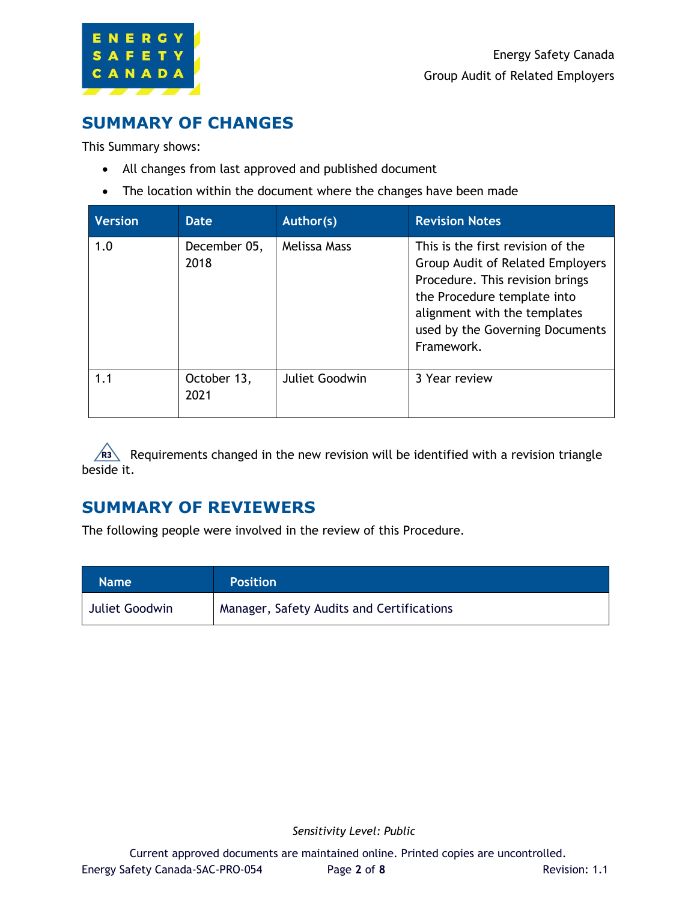## SUMMARY OF CHANGES

This Summary shows:

- All changes from last approved and published document
- The location within the document where the changes have been made

| Version | Date | Author(s) | Revision Notes |
|---|---|---|---|
| 1.0 | December 05, 2018 | Melissa Mass | This is the first revision of the Group Audit of Related Employers Procedure. This revision brings the Procedure template into alignment with the templates used by the Governing Documents Framework. |
| 1.1 | October 13, 2021 | Juliet Goodwin | 3 Year review |

R3 Requirements changed in the new revision will be identified with a revision triangle beside it.

## SUMMARY OF REVIEWERS

The following people were involved in the review of this Procedure.

| Name | Position |
|---|---|
| Juliet Goodwin | Manager, Safety Audits and Certifications |

*Sensitivity Level: Public*

Current approved documents are maintained online. Printed copies are uncontrolled.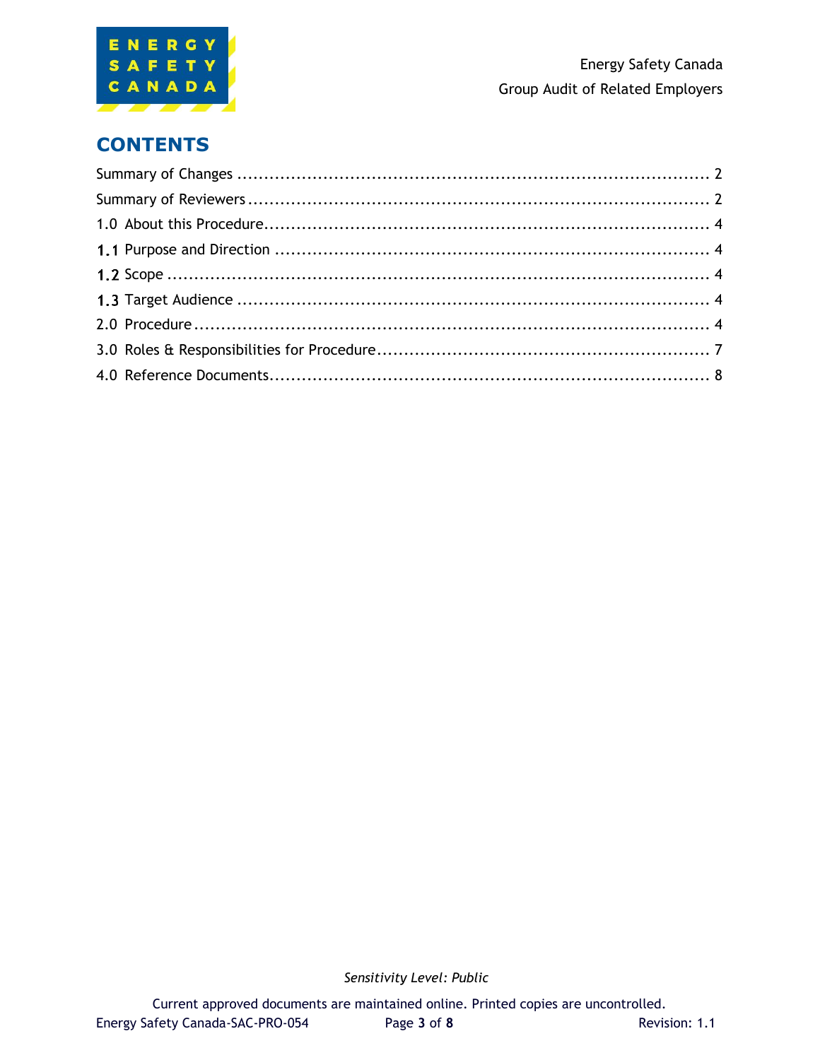# CONTENTS

Summary of Changes ........................................................................................ 2

Summary of Reviewers ...................................................................................... 2

1.0 About this Procedure.................................................................................... 4

1.1 Purpose and Direction ................................................................................. 4

1.2 Scope ....................................................................................................... 4

1.3 Target Audience ........................................................................................ 4

2.0 Procedure ................................................................................................. 4

3.0 Roles & Responsibilities for Procedure .............................................................. 7

4.0 Reference Documents................................................................................... 8

*Sensitivity Level: Public*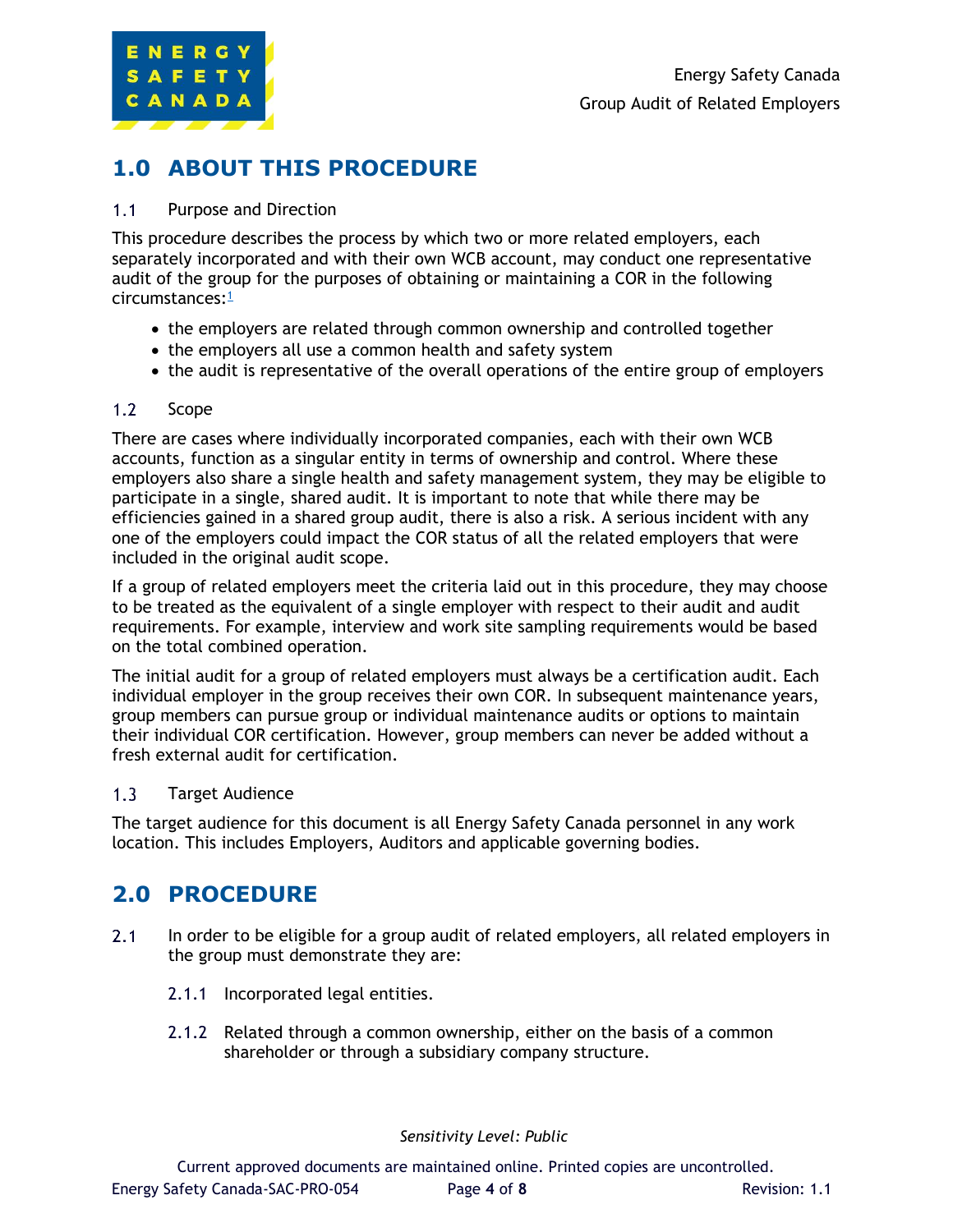# 1.0 ABOUT THIS PROCEDURE

## 1.1 Purpose and Direction

This procedure describes the process by which two or more related employers, each separately incorporated and with their own WCB account, may conduct one representative audit of the group for the purposes of obtaining or maintaining a COR in the following circumstances:[1]

- the employers are related through common ownership and controlled together
- the employers all use a common health and safety system
- the audit is representative of the overall operations of the entire group of employers

## 1.2 Scope

There are cases where individually incorporated companies, each with their own WCB accounts, function as a singular entity in terms of ownership and control. Where these employers also share a single health and safety management system, they may be eligible to participate in a single, shared audit. It is important to note that while there may be efficiencies gained in a shared group audit, there is also a risk. A serious incident with any one of the employers could impact the COR status of all the related employers that were included in the original audit scope.

If a group of related employers meet the criteria laid out in this procedure, they may choose to be treated as the equivalent of a single employer with respect to their audit and audit requirements. For example, interview and work site sampling requirements would be based on the total combined operation.

The initial audit for a group of related employers must always be a certification audit. Each individual employer in the group receives their own COR. In subsequent maintenance years, group members can pursue group or individual maintenance audits or options to maintain their individual COR certification. However, group members can never be added without a fresh external audit for certification.

## 1.3 Target Audience

The target audience for this document is all Energy Safety Canada personnel in any work location. This includes Employers, Auditors and applicable governing bodies.

# 2.0 PROCEDURE

2.1 In order to be eligible for a group audit of related employers, all related employers in the group must demonstrate they are:

- 2.1.1 Incorporated legal entities.
- 2.1.2 Related through a common ownership, either on the basis of a common shareholder or through a subsidiary company structure.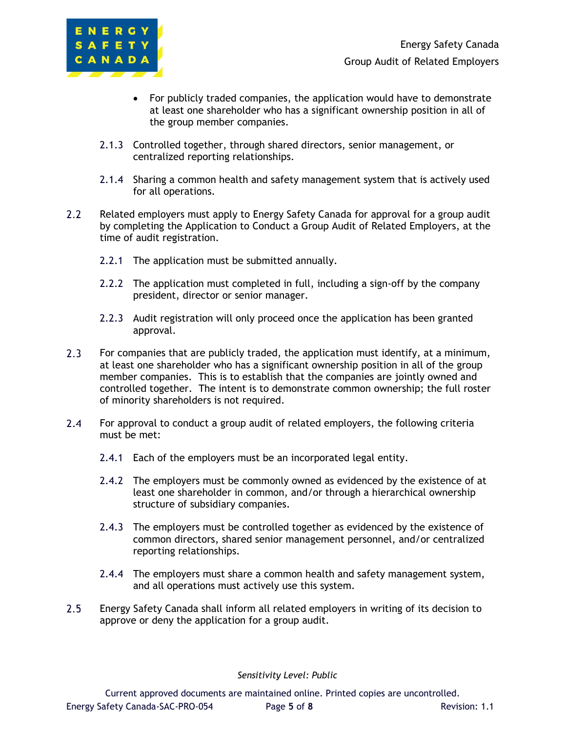- For publicly traded companies, the application would have to demonstrate at least one shareholder who has a significant ownership position in all of the group member companies.

2.1.3 Controlled together, through shared directors, senior management, or centralized reporting relationships.

2.1.4 Sharing a common health and safety management system that is actively used for all operations.

2.2 Related employers must apply to Energy Safety Canada for approval for a group audit by completing the Application to Conduct a Group Audit of Related Employers, at the time of audit registration.

2.2.1 The application must be submitted annually.

2.2.2 The application must completed in full, including a sign-off by the company president, director or senior manager.

2.2.3 Audit registration will only proceed once the application has been granted approval.

2.3 For companies that are publicly traded, the application must identify, at a minimum, at least one shareholder who has a significant ownership position in all of the group member companies. This is to establish that the companies are jointly owned and controlled together. The intent is to demonstrate common ownership; the full roster of minority shareholders is not required.

2.4 For approval to conduct a group audit of related employers, the following criteria must be met:

2.4.1 Each of the employers must be an incorporated legal entity.

2.4.2 The employers must be commonly owned as evidenced by the existence of at least one shareholder in common, and/or through a hierarchical ownership structure of subsidiary companies.

2.4.3 The employers must be controlled together as evidenced by the existence of common directors, shared senior management personnel, and/or centralized reporting relationships.

2.4.4 The employers must share a common health and safety management system, and all operations must actively use this system.

2.5 Energy Safety Canada shall inform all related employers in writing of its decision to approve or deny the application for a group audit.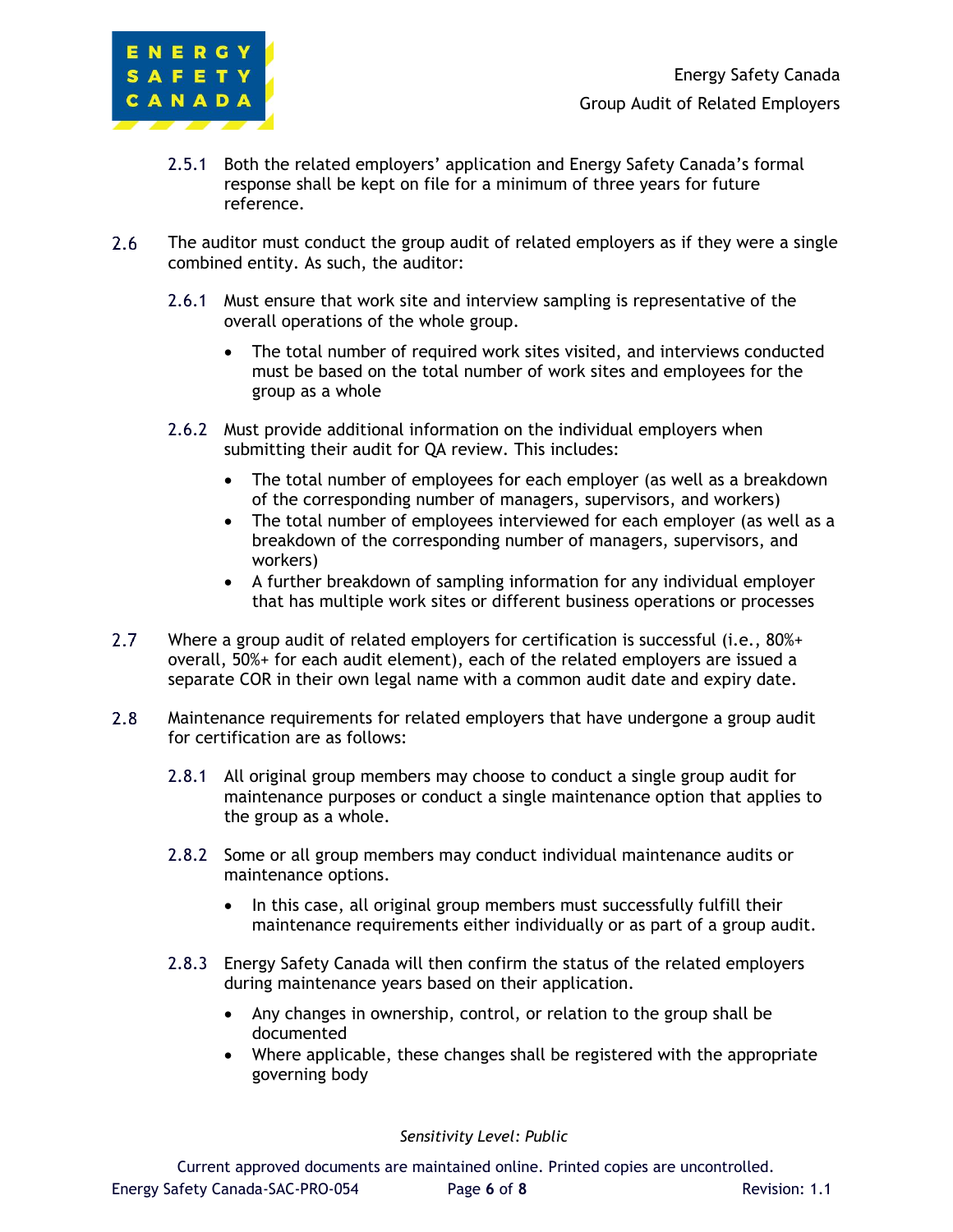2.5.1 Both the related employers' application and Energy Safety Canada's formal response shall be kept on file for a minimum of three years for future reference.

2.6 The auditor must conduct the group audit of related employers as if they were a single combined entity. As such, the auditor:

2.6.1 Must ensure that work site and interview sampling is representative of the overall operations of the whole group.

- The total number of required work sites visited, and interviews conducted must be based on the total number of work sites and employees for the group as a whole

2.6.2 Must provide additional information on the individual employers when submitting their audit for QA review. This includes:

- The total number of employees for each employer (as well as a breakdown of the corresponding number of managers, supervisors, and workers)
- The total number of employees interviewed for each employer (as well as a breakdown of the corresponding number of managers, supervisors, and workers)
- A further breakdown of sampling information for any individual employer that has multiple work sites or different business operations or processes

2.7 Where a group audit of related employers for certification is successful (i.e., 80%+ overall, 50%+ for each audit element), each of the related employers are issued a separate COR in their own legal name with a common audit date and expiry date.

2.8 Maintenance requirements for related employers that have undergone a group audit for certification are as follows:

2.8.1 All original group members may choose to conduct a single group audit for maintenance purposes or conduct a single maintenance option that applies to the group as a whole.

2.8.2 Some or all group members may conduct individual maintenance audits or maintenance options.

- In this case, all original group members must successfully fulfill their maintenance requirements either individually or as part of a group audit.

2.8.3 Energy Safety Canada will then confirm the status of the related employers during maintenance years based on their application.

- Any changes in ownership, control, or relation to the group shall be documented
- Where applicable, these changes shall be registered with the appropriate governing body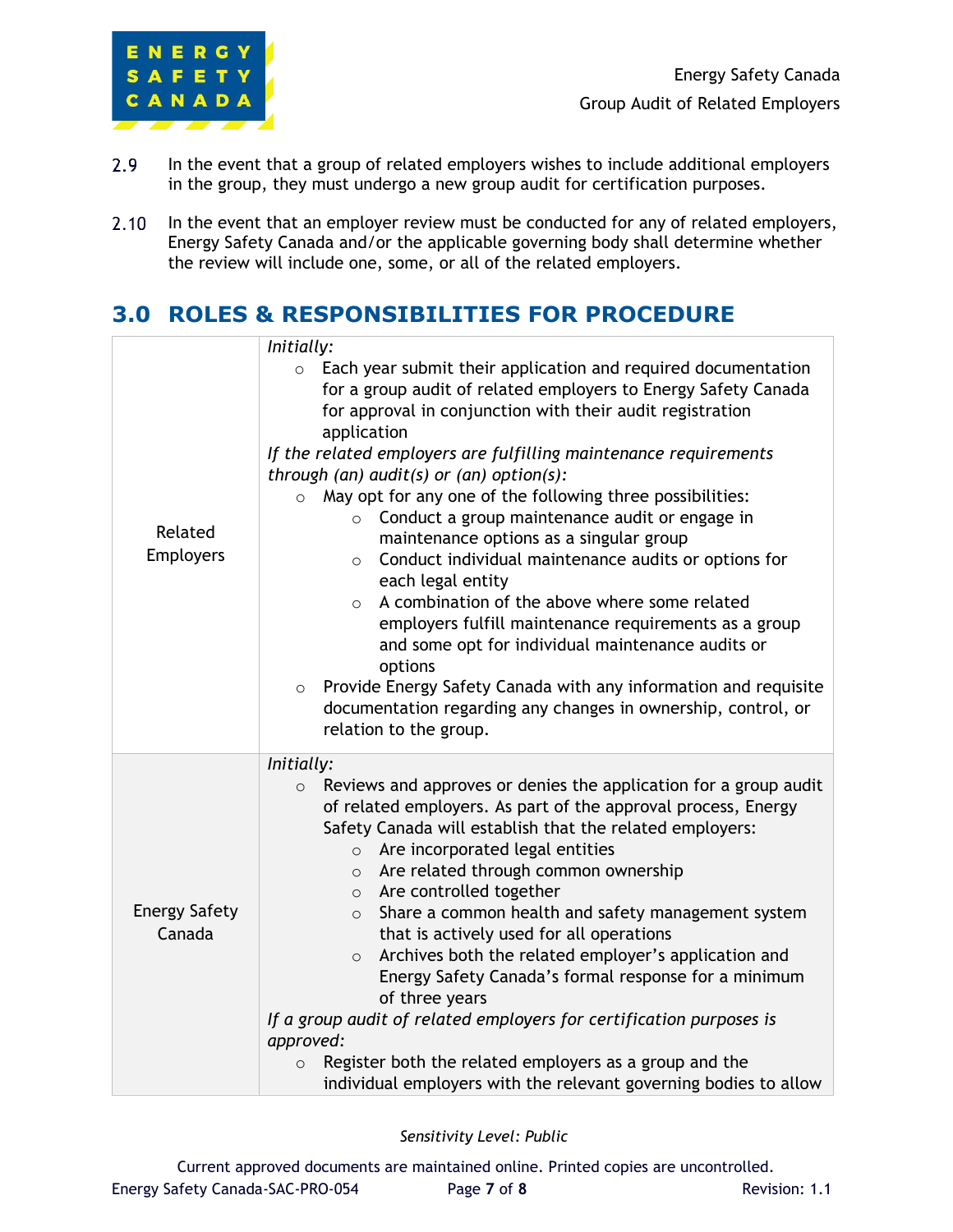2.9 In the event that a group of related employers wishes to include additional employers in the group, they must undergo a new group audit for certification purposes.

2.10 In the event that an employer review must be conducted for any of related employers, Energy Safety Canada and/or the applicable governing body shall determine whether the review will include one, some, or all of the related employers.

## 3.0 ROLES & RESPONSIBILITIES FOR PROCEDURE

| | |
|---|---|
| Related Employers | *Initially:*<br>○ Each year submit their application and required documentation for a group audit of related employers to Energy Safety Canada for approval in conjunction with their audit registration application<br>*If the related employers are fulfilling maintenance requirements through (an) audit(s) or (an) option(s):*<br>○ May opt for any one of the following three possibilities:<br>&nbsp;&nbsp;&nbsp;&nbsp;○ Conduct a group maintenance audit or engage in maintenance options as a singular group<br>&nbsp;&nbsp;&nbsp;&nbsp;○ Conduct individual maintenance audits or options for each legal entity<br>&nbsp;&nbsp;&nbsp;&nbsp;○ A combination of the above where some related employers fulfill maintenance requirements as a group and some opt for individual maintenance audits or options<br>○ Provide Energy Safety Canada with any information and requisite documentation regarding any changes in ownership, control, or relation to the group. |
| Energy Safety Canada | *Initially:*<br>○ Reviews and approves or denies the application for a group audit of related employers. As part of the approval process, Energy Safety Canada will establish that the related employers:<br>&nbsp;&nbsp;&nbsp;&nbsp;○ Are incorporated legal entities<br>&nbsp;&nbsp;&nbsp;&nbsp;○ Are related through common ownership<br>&nbsp;&nbsp;&nbsp;&nbsp;○ Are controlled together<br>&nbsp;&nbsp;&nbsp;&nbsp;○ Share a common health and safety management system that is actively used for all operations<br>&nbsp;&nbsp;&nbsp;&nbsp;○ Archives both the related employer's application and Energy Safety Canada's formal response for a minimum of three years<br>*If a group audit of related employers for certification purposes is approved:*<br>○ Register both the related employers as a group and the individual employers with the relevant governing bodies to allow |

*Sensitivity Level: Public*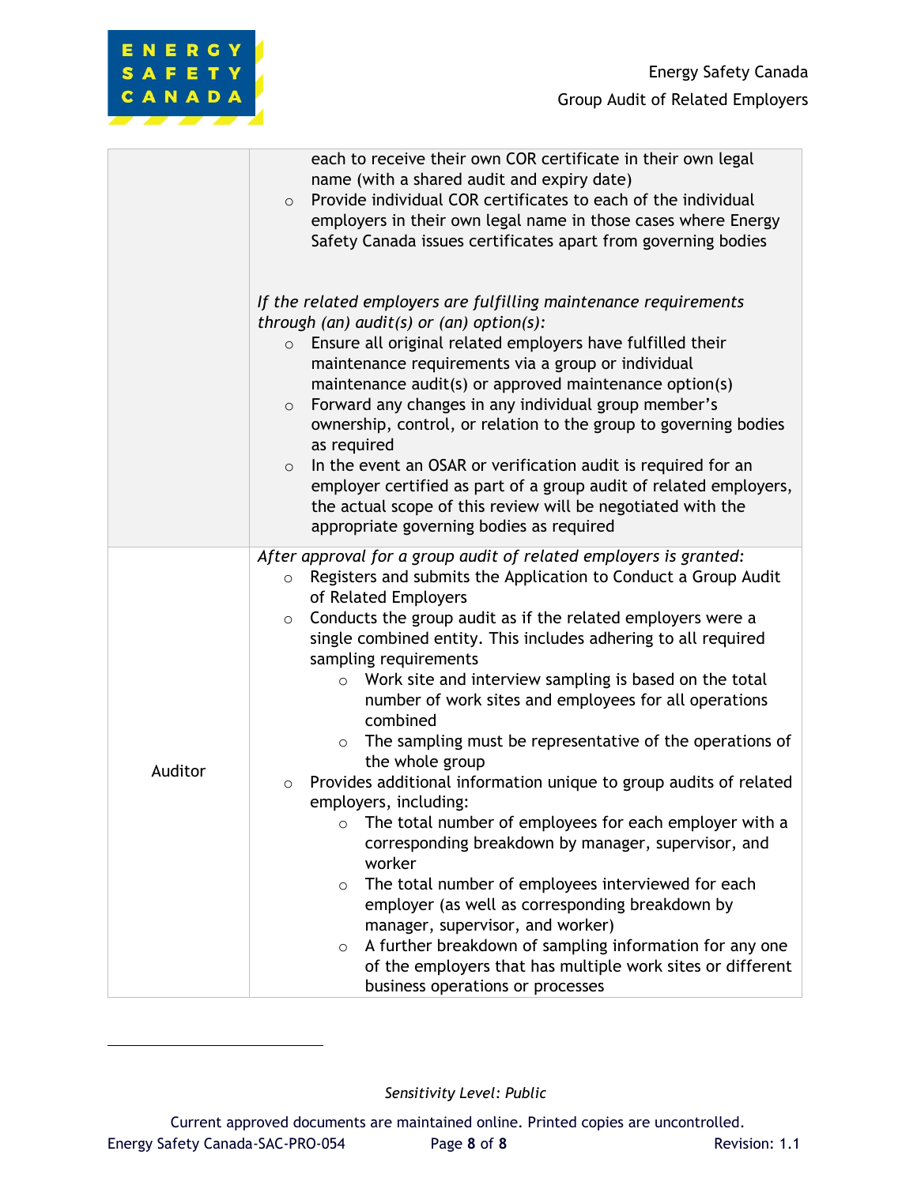| | |
|---|---|
| | each to receive their own COR certificate in their own legal name (with a shared audit and expiry date)<br>◦ Provide individual COR certificates to each of the individual employers in their own legal name in those cases where Energy Safety Canada issues certificates apart from governing bodies<br><br>*If the related employers are fulfilling maintenance requirements through (an) audit(s) or (an) option(s):*<br>◦ Ensure all original related employers have fulfilled their maintenance requirements via a group or individual maintenance audit(s) or approved maintenance option(s)<br>◦ Forward any changes in any individual group member's ownership, control, or relation to the group to governing bodies as required<br>◦ In the event an OSAR or verification audit is required for an employer certified as part of a group audit of related employers, the actual scope of this review will be negotiated with the appropriate governing bodies as required |
| Auditor | *After approval for a group audit of related employers is granted:*<br>◦ Registers and submits the Application to Conduct a Group Audit of Related Employers<br>◦ Conducts the group audit as if the related employers were a single combined entity. This includes adhering to all required sampling requirements<br>&nbsp;&nbsp;&nbsp;&nbsp;◦ Work site and interview sampling is based on the total number of work sites and employees for all operations combined<br>&nbsp;&nbsp;&nbsp;&nbsp;◦ The sampling must be representative of the operations of the whole group<br>◦ Provides additional information unique to group audits of related employers, including:<br>&nbsp;&nbsp;&nbsp;&nbsp;◦ The total number of employees for each employer with a corresponding breakdown by manager, supervisor, and worker<br>&nbsp;&nbsp;&nbsp;&nbsp;◦ The total number of employees interviewed for each employer (as well as corresponding breakdown by manager, supervisor, and worker)<br>&nbsp;&nbsp;&nbsp;&nbsp;◦ A further breakdown of sampling information for any one of the employers that has multiple work sites or different business operations or processes |

*Sensitivity Level: Public*

Current approved documents are maintained online. Printed copies are uncontrolled.